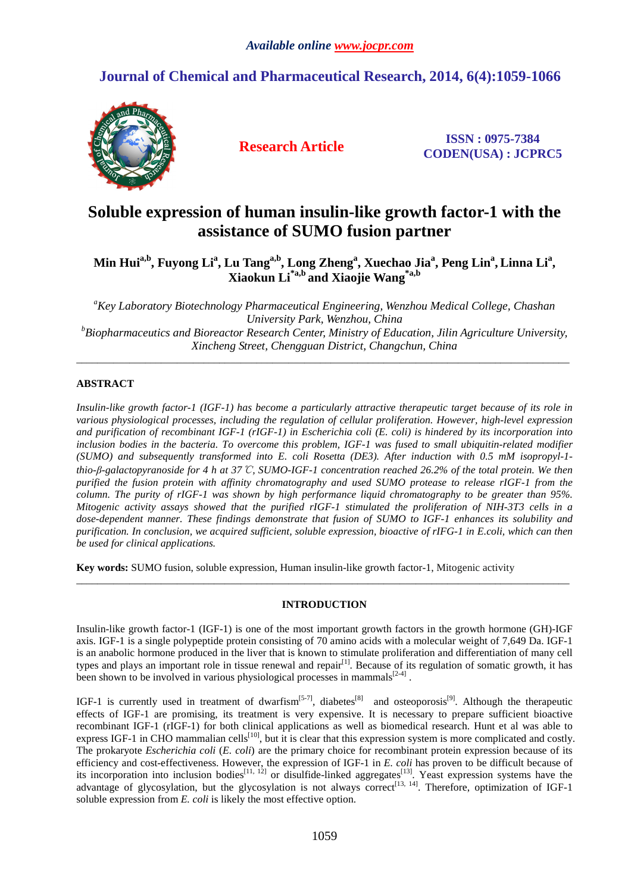# Soluble expression of human insulin-like growth factor-1 with the assistance of SUMO fusion partner

**Min Hui[a,b], Fuyong Li[a], Lu Tang[a,b], Long Zheng[a], Xuechao Jia[a], Peng Lin[a], Linna Li[a], Xiaokun Li[*a,b] and Xiaojie Wang[*a,b]**

[a]*Key Laboratory Biotechnology Pharmaceutical Engineering, Wenzhou Medical College, Chashan University Park, Wenzhou, China*
[b]*Biopharmaceutics and Bioreactor Research Center, Ministry of Education, Jilin Agriculture University, Xincheng Street, Chengguan District, Changchun, China*

---

## ABSTRACT

*Insulin-like growth factor-1 (IGF-1) has become a particularly attractive therapeutic target because of its role in various physiological processes, including the regulation of cellular proliferation. However, high-level expression and purification of recombinant IGF-1 (rIGF-1) in Escherichia coli (E. coli) is hindered by its incorporation into inclusion bodies in the bacteria. To overcome this problem, IGF-1 was fused to small ubiquitin-related modifier (SUMO) and subsequently transformed into E. coli Rosetta (DE3). After induction with 0.5 mM isopropyl-1-thio-β-galactopyranoside for 4 h at 37 ℃, SUMO-IGF-1 concentration reached 26.2% of the total protein. We then purified the fusion protein with affinity chromatography and used SUMO protease to release rIGF-1 from the column. The purity of rIGF-1 was shown by high performance liquid chromatography to be greater than 95%. Mitogenic activity assays showed that the purified rIGF-1 stimulated the proliferation of NIH-3T3 cells in a dose-dependent manner. These findings demonstrate that fusion of SUMO to IGF-1 enhances its solubility and purification. In conclusion, we acquired sufficient, soluble expression, bioactive of rIFG-1 in E.coli, which can then be used for clinical applications.*

**Key words:** SUMO fusion, soluble expression, Human insulin-like growth factor-1, Mitogenic activity

---

## INTRODUCTION

Insulin-like growth factor-1 (IGF-1) is one of the most important growth factors in the growth hormone (GH)-IGF axis. IGF-1 is a single polypeptide protein consisting of 70 amino acids with a molecular weight of 7,649 Da. IGF-1 is an anabolic hormone produced in the liver that is known to stimulate proliferation and differentiation of many cell types and plays an important role in tissue renewal and repair[1]. Because of its regulation of somatic growth, it has been shown to be involved in various physiological processes in mammals[2-4] .

IGF-1 is currently used in treatment of dwarfism[5-7], diabetes[8] and osteoporosis[9]. Although the therapeutic effects of IGF-1 are promising, its treatment is very expensive. It is necessary to prepare sufficient bioactive recombinant IGF-1 (rIGF-1) for both clinical applications as well as biomedical research. Hunt et al was able to express IGF-1 in CHO mammalian cells[10], but it is clear that this expression system is more complicated and costly. The prokaryote *Escherichia coli* (*E. coli*) are the primary choice for recombinant protein expression because of its efficiency and cost-effectiveness. However, the expression of IGF-1 in *E. coli* has proven to be difficult because of its incorporation into inclusion bodies[11, 12] or disulfide-linked aggregates[13]. Yeast expression systems have the advantage of glycosylation, but the glycosylation is not always correct[13, 14]. Therefore, optimization of IGF-1 soluble expression from *E. coli* is likely the most effective option.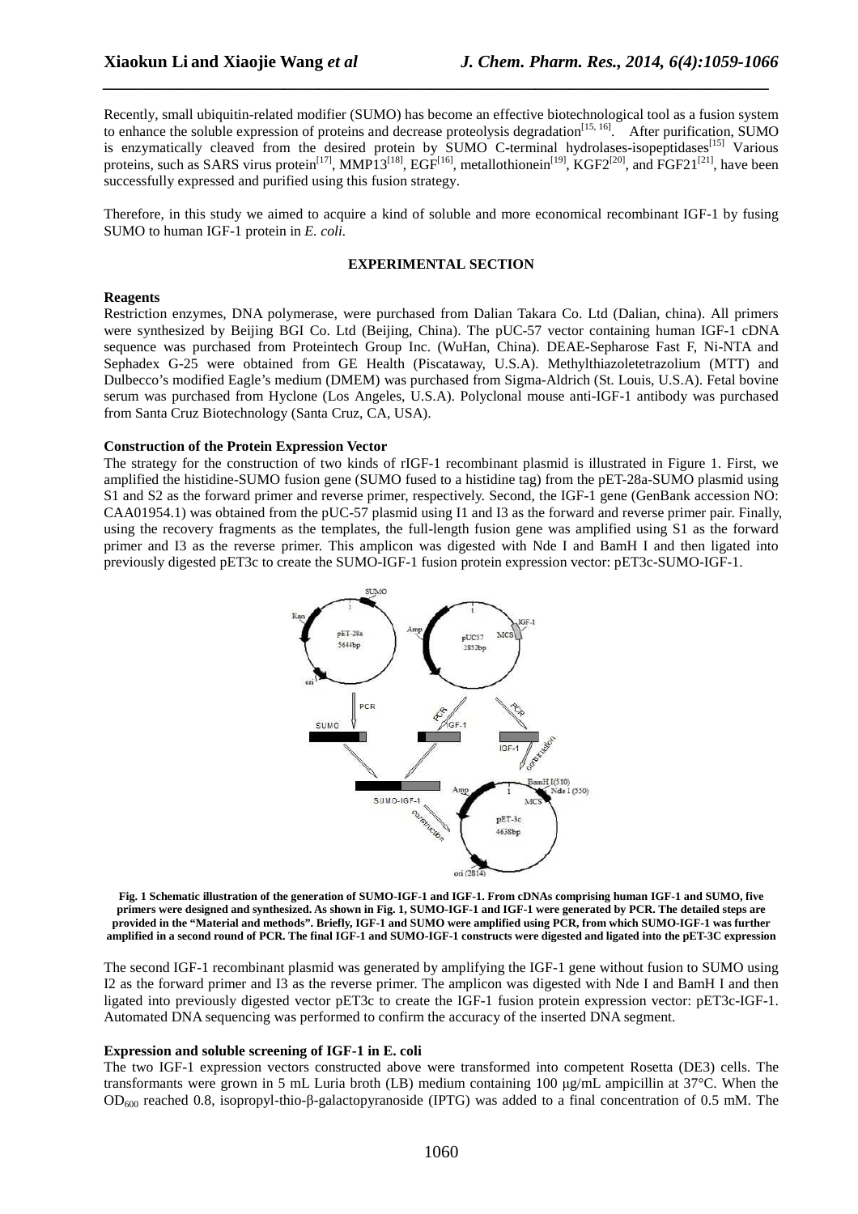Recently, small ubiquitin-related modifier (SUMO) has become an effective biotechnological tool as a fusion system to enhance the soluble expression of proteins and decrease proteolysis degradation[15, 16]. After purification, SUMO is enzymatically cleaved from the desired protein by SUMO C-terminal hydrolases-isopeptidases[15] Various proteins, such as SARS virus protein[17], MMP13[18], EGF[16], metallothionein[19], KGF2[20], and FGF21[21], have been successfully expressed and purified using this fusion strategy.

Therefore, in this study we aimed to acquire a kind of soluble and more economical recombinant IGF-1 by fusing SUMO to human IGF-1 protein in *E. coli.*

## EXPERIMENTAL SECTION

### Reagents

Restriction enzymes, DNA polymerase, were purchased from Dalian Takara Co. Ltd (Dalian, china). All primers were synthesized by Beijing BGI Co. Ltd (Beijing, China). The pUC-57 vector containing human IGF-1 cDNA sequence was purchased from Proteintech Group Inc. (WuHan, China). DEAE-Sepharose Fast F, Ni-NTA and Sephadex G-25 were obtained from GE Health (Piscataway, U.S.A). Methylthiazoletetrazolium (MTT) and Dulbecco's modified Eagle's medium (DMEM) was purchased from Sigma-Aldrich (St. Louis, U.S.A). Fetal bovine serum was purchased from Hyclone (Los Angeles, U.S.A). Polyclonal mouse anti-IGF-1 antibody was purchased from Santa Cruz Biotechnology (Santa Cruz, CA, USA).

### Construction of the Protein Expression Vector

The strategy for the construction of two kinds of rIGF-1 recombinant plasmid is illustrated in Figure 1. First, we amplified the histidine-SUMO fusion gene (SUMO fused to a histidine tag) from the pET-28a-SUMO plasmid using S1 and S2 as the forward primer and reverse primer, respectively. Second, the IGF-1 gene (GenBank accession NO: CAA01954.1) was obtained from the pUC-57 plasmid using I1 and I3 as the forward and reverse primer pair. Finally, using the recovery fragments as the templates, the full-length fusion gene was amplified using S1 as the forward primer and I3 as the reverse primer. This amplicon was digested with Nde I and BamH I and then ligated into previously digested pET3c to create the SUMO-IGF-1 fusion protein expression vector: pET3c-SUMO-IGF-1.

**Fig. 1 Schematic illustration of the generation of SUMO-IGF-1 and IGF-1. From cDNAs comprising human IGF-1 and SUMO, five primers were designed and synthesized. As shown in Fig. 1, SUMO-IGF-1 and IGF-1 were generated by PCR. The detailed steps are provided in the "Material and methods". Briefly, IGF-1 and SUMO were amplified using PCR, from which SUMO-IGF-1 was further amplified in a second round of PCR. The final IGF-1 and SUMO-IGF-1 constructs were digested and ligated into the pET-3C expression**

The second IGF-1 recombinant plasmid was generated by amplifying the IGF-1 gene without fusion to SUMO using I2 as the forward primer and I3 as the reverse primer. The amplicon was digested with Nde I and BamH I and then ligated into previously digested vector pET3c to create the IGF-1 fusion protein expression vector: pET3c-IGF-1. Automated DNA sequencing was performed to confirm the accuracy of the inserted DNA segment.

### Expression and soluble screening of IGF-1 in E. coli

The two IGF-1 expression vectors constructed above were transformed into competent Rosetta (DE3) cells. The transformants were grown in 5 mL Luria broth (LB) medium containing 100 μg/mL ampicillin at 37°C. When the $OD_{600}$ reached 0.8, isopropyl-thio-β-galactopyranoside (IPTG) was added to a final concentration of 0.5 mM. The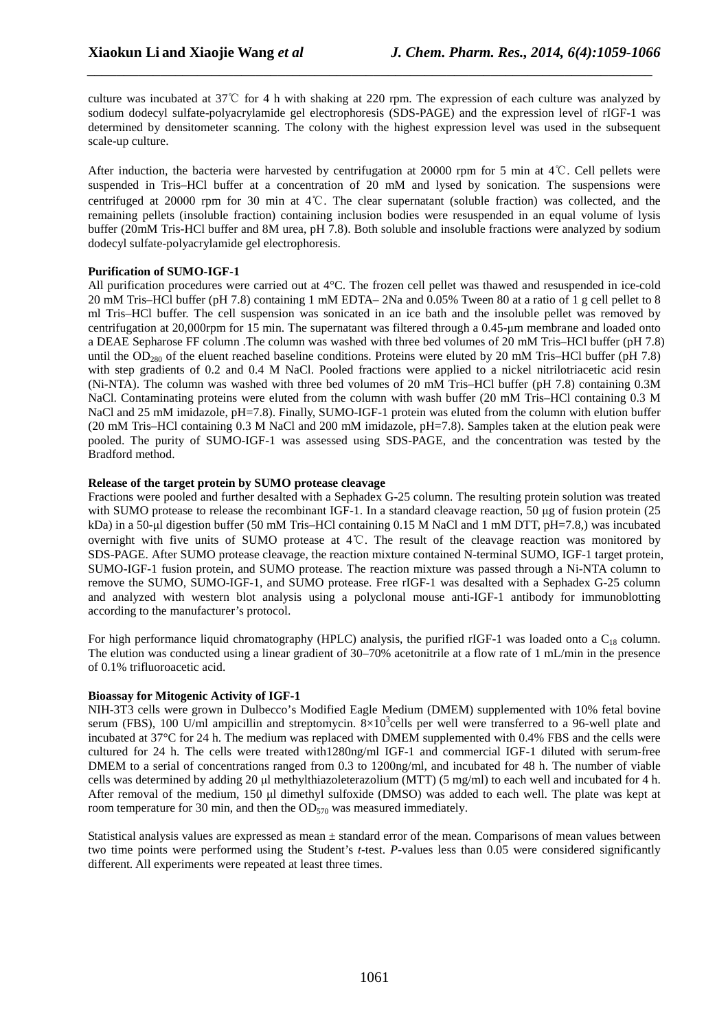culture was incubated at 37℃ for 4 h with shaking at 220 rpm. The expression of each culture was analyzed by sodium dodecyl sulfate-polyacrylamide gel electrophoresis (SDS-PAGE) and the expression level of rIGF-1 was determined by densitometer scanning. The colony with the highest expression level was used in the subsequent scale-up culture.

After induction, the bacteria were harvested by centrifugation at 20000 rpm for 5 min at 4℃. Cell pellets were suspended in Tris–HCl buffer at a concentration of 20 mM and lysed by sonication. The suspensions were centrifuged at 20000 rpm for 30 min at 4℃. The clear supernatant (soluble fraction) was collected, and the remaining pellets (insoluble fraction) containing inclusion bodies were resuspended in an equal volume of lysis buffer (20mM Tris-HCl buffer and 8M urea, pH 7.8). Both soluble and insoluble fractions were analyzed by sodium dodecyl sulfate-polyacrylamide gel electrophoresis.

**Purification of SUMO-IGF-1**

All purification procedures were carried out at 4°C. The frozen cell pellet was thawed and resuspended in ice-cold 20 mM Tris–HCl buffer (pH 7.8) containing 1 mM EDTA– 2Na and 0.05% Tween 80 at a ratio of 1 g cell pellet to 8 ml Tris–HCl buffer. The cell suspension was sonicated in an ice bath and the insoluble pellet was removed by centrifugation at 20,000rpm for 15 min. The supernatant was filtered through a 0.45-μm membrane and loaded onto a DEAE Sepharose FF column .The column was washed with three bed volumes of 20 mM Tris–HCl buffer (pH 7.8) until the $OD_{280}$ of the eluent reached baseline conditions. Proteins were eluted by 20 mM Tris–HCl buffer (pH 7.8) with step gradients of 0.2 and 0.4 M NaCl. Pooled fractions were applied to a nickel nitrilotriacetic acid resin (Ni-NTA). The column was washed with three bed volumes of 20 mM Tris–HCl buffer (pH 7.8) containing 0.3M NaCl. Contaminating proteins were eluted from the column with wash buffer (20 mM Tris–HCl containing 0.3 M NaCl and 25 mM imidazole, pH=7.8). Finally, SUMO-IGF-1 protein was eluted from the column with elution buffer (20 mM Tris–HCl containing 0.3 M NaCl and 200 mM imidazole, pH=7.8). Samples taken at the elution peak were pooled. The purity of SUMO-IGF-1 was assessed using SDS-PAGE, and the concentration was tested by the Bradford method.

**Release of the target protein by SUMO protease cleavage**

Fractions were pooled and further desalted with a Sephadex G-25 column. The resulting protein solution was treated with SUMO protease to release the recombinant IGF-1. In a standard cleavage reaction, 50 μg of fusion protein (25 kDa) in a 50-μl digestion buffer (50 mM Tris–HCl containing 0.15 M NaCl and 1 mM DTT, pH=7.8,) was incubated overnight with five units of SUMO protease at 4℃. The result of the cleavage reaction was monitored by SDS-PAGE. After SUMO protease cleavage, the reaction mixture contained N-terminal SUMO, IGF-1 target protein, SUMO-IGF-1 fusion protein, and SUMO protease. The reaction mixture was passed through a Ni-NTA column to remove the SUMO, SUMO-IGF-1, and SUMO protease. Free rIGF-1 was desalted with a Sephadex G-25 column and analyzed with western blot analysis using a polyclonal mouse anti-IGF-1 antibody for immunoblotting according to the manufacturer's protocol.

For high performance liquid chromatography (HPLC) analysis, the purified rIGF-1 was loaded onto a $C_{18}$ column. The elution was conducted using a linear gradient of 30–70% acetonitrile at a flow rate of 1 mL/min in the presence of 0.1% trifluoroacetic acid.

**Bioassay for Mitogenic Activity of IGF-1**

NIH-3T3 cells were grown in Dulbecco's Modified Eagle Medium (DMEM) supplemented with 10% fetal bovine serum (FBS), 100 U/ml ampicillin and streptomycin. $8\times10^{3}$cells per well were transferred to a 96-well plate and incubated at 37°C for 24 h. The medium was replaced with DMEM supplemented with 0.4% FBS and the cells were cultured for 24 h. The cells were treated with1280ng/ml IGF-1 and commercial IGF-1 diluted with serum-free DMEM to a serial of concentrations ranged from 0.3 to 1200ng/ml, and incubated for 48 h. The number of viable cells was determined by adding 20 μl methylthiazoleterazolium (MTT) (5 mg/ml) to each well and incubated for 4 h. After removal of the medium, 150 μl dimethyl sulfoxide (DMSO) was added to each well. The plate was kept at room temperature for 30 min, and then the $OD_{570}$ was measured immediately.

Statistical analysis values are expressed as mean ± standard error of the mean. Comparisons of mean values between two time points were performed using the Student's *t*-test. *P*-values less than 0.05 were considered significantly different. All experiments were repeated at least three times.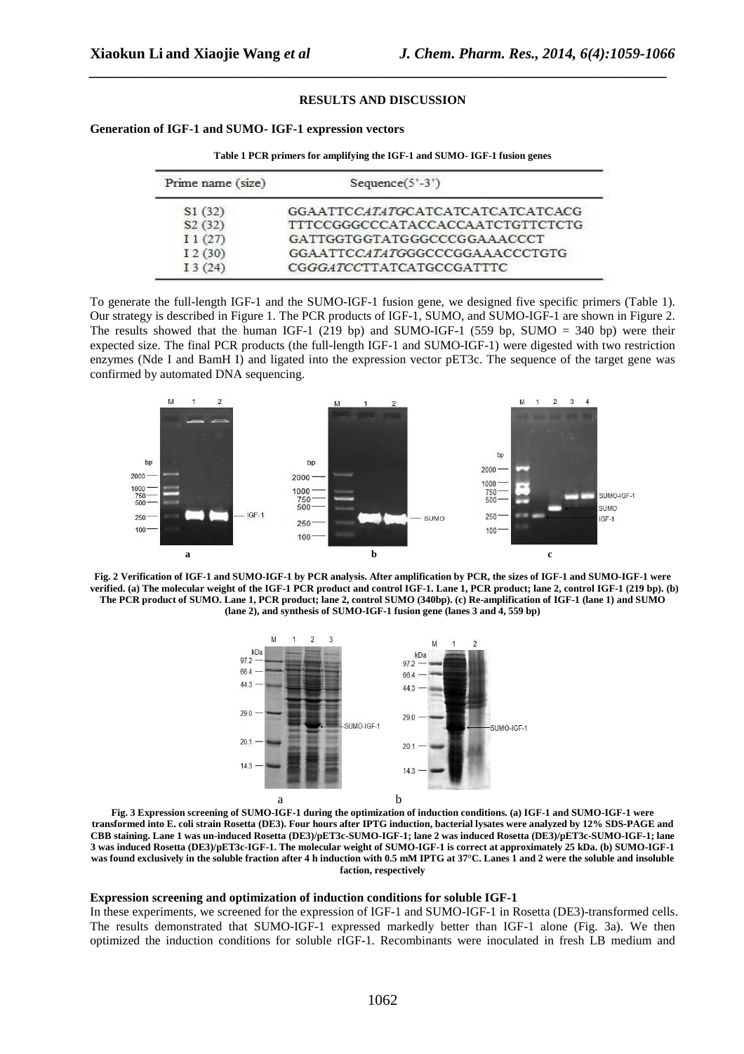## RESULTS AND DISCUSSION

### Generation of IGF-1 and SUMO- IGF-1 expression vectors

**Table 1 PCR primers for amplifying the IGF-1 and SUMO- IGF-1 fusion genes**

| Prime name (size) | Sequence(5'-3') |
|---|---|
| S1 (32) | GGAATTC*CATATG*CATCATCATCATCATCACG |
| S2 (32) | TTTCCGGGCCCATACCACCAATCTGTTCTCTG |
| I 1 (27) | GATTGGTGGTATGGGCCCGGAAACCCT |
| I 2 (30) | GGAATTC*CATATG*GGCCCGGAAACCCTGTG |
| I 3 (24) | CG*GGATCC*TTATCATGCCGATTTC |

To generate the full-length IGF-1 and the SUMO-IGF-1 fusion gene, we designed five specific primers (Table 1). Our strategy is described in Figure 1. The PCR products of IGF-1, SUMO, and SUMO-IGF-1 are shown in Figure 2. The results showed that the human IGF-1 (219 bp) and SUMO-IGF-1 (559 bp, SUMO = 340 bp) were their expected size. The final PCR products (the full-length IGF-1 and SUMO-IGF-1) were digested with two restriction enzymes (Nde I and BamH I) and ligated into the expression vector pET3c. The sequence of the target gene was confirmed by automated DNA sequencing.

**Fig. 2 Verification of IGF-1 and SUMO-IGF-1 by PCR analysis. After amplification by PCR, the sizes of IGF-1 and SUMO-IGF-1 were verified. (a) The molecular weight of the IGF-1 PCR product and control IGF-1. Lane 1, PCR product; lane 2, control IGF-1 (219 bp). (b) The PCR product of SUMO. Lane 1, PCR product; lane 2, control SUMO (340bp). (c) Re-amplification of IGF-1 (lane 1) and SUMO (lane 2), and synthesis of SUMO-IGF-1 fusion gene (lanes 3 and 4, 559 bp)**

**Fig. 3 Expression screening of SUMO-IGF-1 during the optimization of induction conditions. (a) IGF-1 and SUMO-IGF-1 were transformed into E. coli strain Rosetta (DE3). Four hours after IPTG induction, bacterial lysates were analyzed by 12% SDS-PAGE and CBB staining. Lane 1 was un-induced Rosetta (DE3)/pET3c-SUMO-IGF-1; lane 2 was induced Rosetta (DE3)/pET3c-SUMO-IGF-1; lane 3 was induced Rosetta (DE3)/pET3c-IGF-1. The molecular weight of SUMO-IGF-1 is correct at approximately 25 kDa. (b) SUMO-IGF-1 was found exclusively in the soluble fraction after 4 h induction with 0.5 mM IPTG at 37°C. Lanes 1 and 2 were the soluble and insoluble faction, respectively**

### Expression screening and optimization of induction conditions for soluble IGF-1

In these experiments, we screened for the expression of IGF-1 and SUMO-IGF-1 in Rosetta (DE3)-transformed cells. The results demonstrated that SUMO-IGF-1 expressed markedly better than IGF-1 alone (Fig. 3a). We then optimized the induction conditions for soluble rIGF-1. Recombinants were inoculated in fresh LB medium and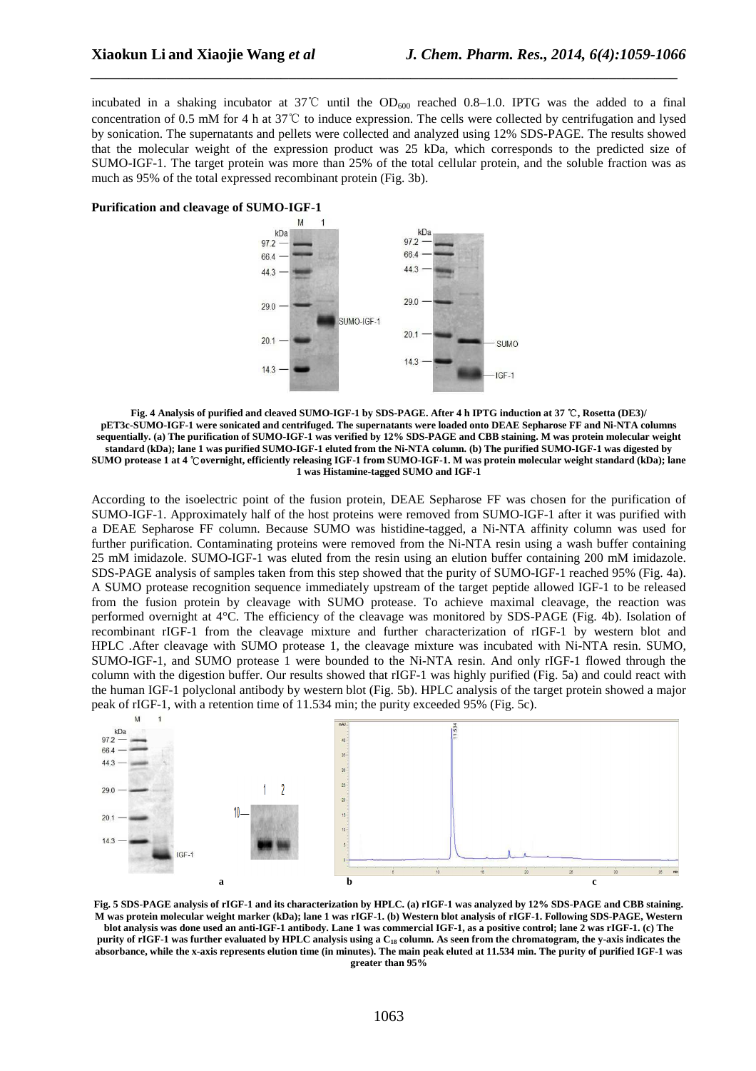incubated in a shaking incubator at 37℃ until the $OD_{600}$ reached 0.8–1.0. IPTG was the added to a final concentration of 0.5 mM for 4 h at 37℃ to induce expression. The cells were collected by centrifugation and lysed by sonication. The supernatants and pellets were collected and analyzed using 12% SDS-PAGE. The results showed that the molecular weight of the expression product was 25 kDa, which corresponds to the predicted size of SUMO-IGF-1. The target protein was more than 25% of the total cellular protein, and the soluble fraction was as much as 95% of the total expressed recombinant protein (Fig. 3b).

**Purification and cleavage of SUMO-IGF-1**

**Fig. 4 Analysis of purified and cleaved SUMO-IGF-1 by SDS-PAGE. After 4 h IPTG induction at 37 ℃, Rosetta (DE3)/ pET3c-SUMO-IGF-1 were sonicated and centrifuged. The supernatants were loaded onto DEAE Sepharose FF and Ni-NTA columns sequentially. (a) The purification of SUMO-IGF-1 was verified by 12% SDS-PAGE and CBB staining. M was protein molecular weight standard (kDa); lane 1 was purified SUMO-IGF-1 eluted from the Ni-NTA column. (b) The purified SUMO-IGF-1 was digested by SUMO protease 1 at 4 ℃overnight, efficiently releasing IGF-1 from SUMO-IGF-1. M was protein molecular weight standard (kDa); lane 1 was Histamine-tagged SUMO and IGF-1**

According to the isoelectric point of the fusion protein, DEAE Sepharose FF was chosen for the purification of SUMO-IGF-1. Approximately half of the host proteins were removed from SUMO-IGF-1 after it was purified with a DEAE Sepharose FF column. Because SUMO was histidine-tagged, a Ni-NTA affinity column was used for further purification. Contaminating proteins were removed from the Ni-NTA resin using a wash buffer containing 25 mM imidazole. SUMO-IGF-1 was eluted from the resin using an elution buffer containing 200 mM imidazole. SDS-PAGE analysis of samples taken from this step showed that the purity of SUMO-IGF-1 reached 95% (Fig. 4a). A SUMO protease recognition sequence immediately upstream of the target peptide allowed IGF-1 to be released from the fusion protein by cleavage with SUMO protease. To achieve maximal cleavage, the reaction was performed overnight at 4°C. The efficiency of the cleavage was monitored by SDS-PAGE (Fig. 4b). Isolation of recombinant rIGF-1 from the cleavage mixture and further characterization of rIGF-1 by western blot and HPLC .After cleavage with SUMO protease 1, the cleavage mixture was incubated with Ni-NTA resin. SUMO, SUMO-IGF-1, and SUMO protease 1 were bounded to the Ni-NTA resin. And only rIGF-1 flowed through the column with the digestion buffer. Our results showed that rIGF-1 was highly purified (Fig. 5a) and could react with the human IGF-1 polyclonal antibody by western blot (Fig. 5b). HPLC analysis of the target protein showed a major peak of rIGF-1, with a retention time of 11.534 min; the purity exceeded 95% (Fig. 5c).

**Fig. 5 SDS-PAGE analysis of rIGF-1 and its characterization by HPLC. (a) rIGF-1 was analyzed by 12% SDS-PAGE and CBB staining. M was protein molecular weight marker (kDa); lane 1 was rIGF-1. (b) Western blot analysis of rIGF-1. Following SDS-PAGE, Western blot analysis was done used an anti-IGF-1 antibody. Lane 1 was commercial IGF-1, as a positive control; lane 2 was rIGF-1. (c) The purity of rIGF-1 was further evaluated by HPLC analysis using a $C_{18}$ column. As seen from the chromatogram, the y-axis indicates the absorbance, while the x-axis represents elution time (in minutes). The main peak eluted at 11.534 min. The purity of purified IGF-1 was greater than 95%**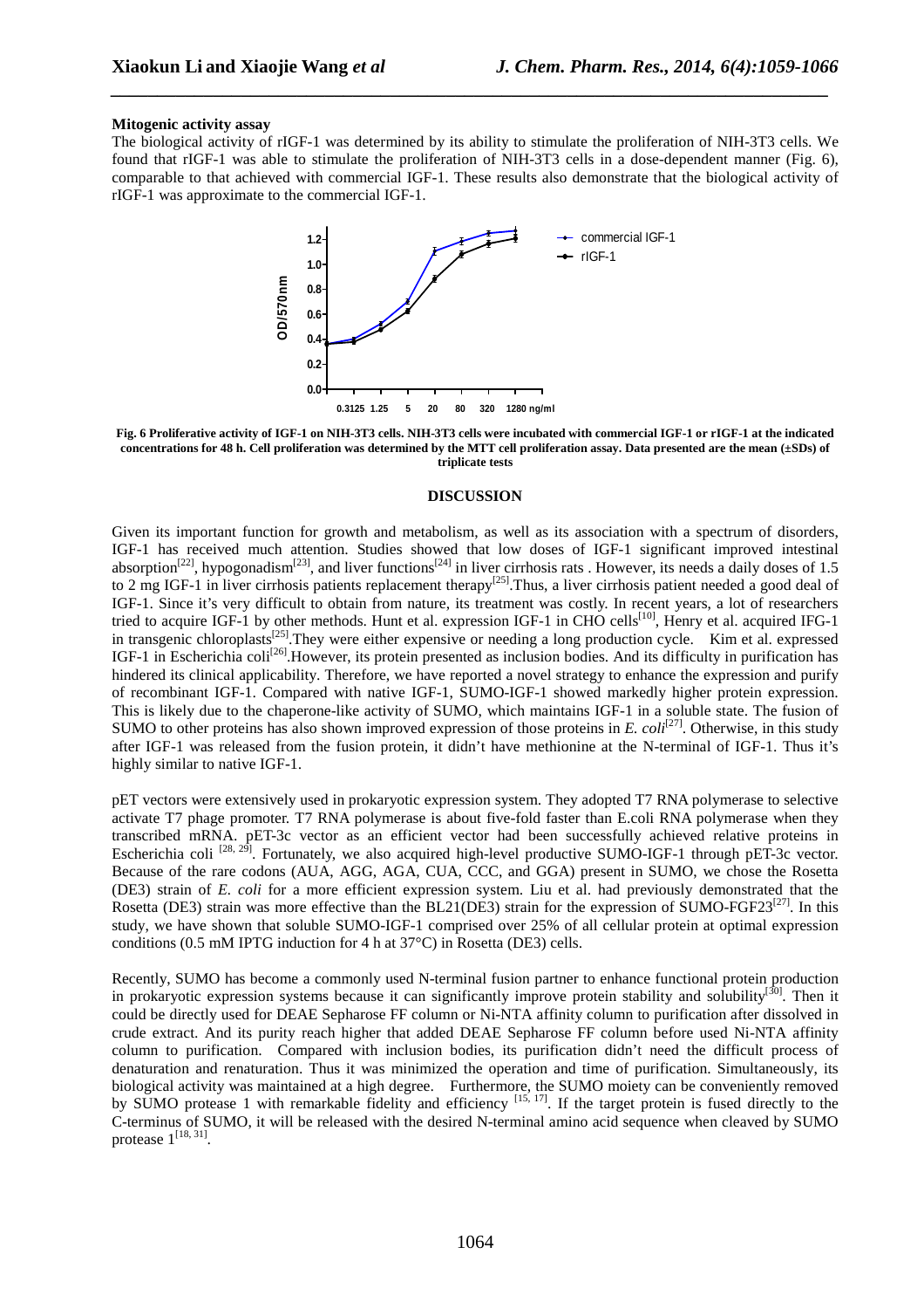**Mitogenic activity assay**

The biological activity of rIGF-1 was determined by its ability to stimulate the proliferation of NIH-3T3 cells. We found that rIGF-1 was able to stimulate the proliferation of NIH-3T3 cells in a dose-dependent manner (Fig. 6), comparable to that achieved with commercial IGF-1. These results also demonstrate that the biological activity of rIGF-1 was approximate to the commercial IGF-1.

**Fig. 6 Proliferative activity of IGF-1 on NIH-3T3 cells. NIH-3T3 cells were incubated with commercial IGF-1 or rIGF-1 at the indicated concentrations for 48 h. Cell proliferation was determined by the MTT cell proliferation assay. Data presented are the mean (±SDs) of triplicate tests**

## DISCUSSION

Given its important function for growth and metabolism, as well as its association with a spectrum of disorders, IGF-1 has received much attention. Studies showed that low doses of IGF-1 significant improved intestinal absorption[22], hypogonadism[23], and liver functions[24] in liver cirrhosis rats . However, its needs a daily doses of 1.5 to 2 mg IGF-1 in liver cirrhosis patients replacement therapy[25].Thus, a liver cirrhosis patient needed a good deal of IGF-1. Since it's very difficult to obtain from nature, its treatment was costly. In recent years, a lot of researchers tried to acquire IGF-1 by other methods. Hunt et al. expression IGF-1 in CHO cells[10], Henry et al. acquired IFG-1 in transgenic chloroplasts[25].They were either expensive or needing a long production cycle. Kim et al. expressed IGF-1 in Escherichia coli[26].However, its protein presented as inclusion bodies. And its difficulty in purification has hindered its clinical applicability. Therefore, we have reported a novel strategy to enhance the expression and purify of recombinant IGF-1. Compared with native IGF-1, SUMO-IGF-1 showed markedly higher protein expression. This is likely due to the chaperone-like activity of SUMO, which maintains IGF-1 in a soluble state. The fusion of SUMO to other proteins has also shown improved expression of those proteins in *E. coli*[27]. Otherwise, in this study after IGF-1 was released from the fusion protein, it didn't have methionine at the N-terminal of IGF-1. Thus it's highly similar to native IGF-1.

pET vectors were extensively used in prokaryotic expression system. They adopted T7 RNA polymerase to selective activate T7 phage promoter. T7 RNA polymerase is about five-fold faster than E.coli RNA polymerase when they transcribed mRNA. pET-3c vector as an efficient vector had been successfully achieved relative proteins in Escherichia coli [28, 29]. Fortunately, we also acquired high-level productive SUMO-IGF-1 through pET-3c vector. Because of the rare codons (AUA, AGG, AGA, CUA, CCC, and GGA) present in SUMO, we chose the Rosetta (DE3) strain of *E. coli* for a more efficient expression system. Liu et al. had previously demonstrated that the Rosetta (DE3) strain was more effective than the BL21(DE3) strain for the expression of SUMO-FGF23[27]. In this study, we have shown that soluble SUMO-IGF-1 comprised over 25% of all cellular protein at optimal expression conditions (0.5 mM IPTG induction for 4 h at 37°C) in Rosetta (DE3) cells.

Recently, SUMO has become a commonly used N-terminal fusion partner to enhance functional protein production in prokaryotic expression systems because it can significantly improve protein stability and solubility[30]. Then it could be directly used for DEAE Sepharose FF column or Ni-NTA affinity column to purification after dissolved in crude extract. And its purity reach higher that added DEAE Sepharose FF column before used Ni-NTA affinity column to purification. Compared with inclusion bodies, its purification didn't need the difficult process of denaturation and renaturation. Thus it was minimized the operation and time of purification. Simultaneously, its biological activity was maintained at a high degree. Furthermore, the SUMO moiety can be conveniently removed by SUMO protease 1 with remarkable fidelity and efficiency [15, 17]. If the target protein is fused directly to the C-terminus of SUMO, it will be released with the desired N-terminal amino acid sequence when cleaved by SUMO protease 1[18, 31].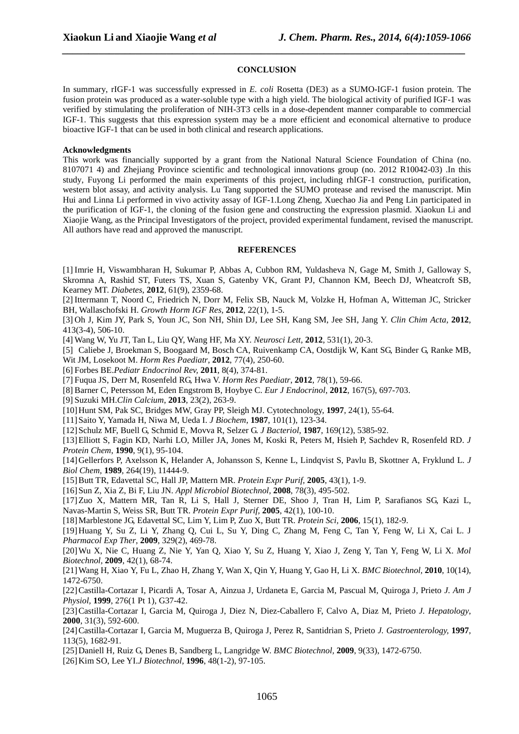## CONCLUSION

In summary, rIGF-1 was successfully expressed in *E. coli* Rosetta (DE3) as a SUMO-IGF-1 fusion protein. The fusion protein was produced as a water-soluble type with a high yield. The biological activity of purified IGF-1 was verified by stimulating the proliferation of NIH-3T3 cells in a dose-dependent manner comparable to commercial IGF-1. This suggests that this expression system may be a more efficient and economical alternative to produce bioactive IGF-1 that can be used in both clinical and research applications.

**Acknowledgments**

This work was financially supported by a grant from the National Natural Science Foundation of China (no. 8107071 4) and Zhejiang Province scientific and technological innovations group (no. 2012 R10042-03) .In this study, Fuyong Li performed the main experiments of this project, including rhIGF-1 construction, purification, western blot assay, and activity analysis. Lu Tang supported the SUMO protease and revised the manuscript. Min Hui and Linna Li performed in vivo activity assay of IGF-1.Long Zheng, Xuechao Jia and Peng Lin participated in the purification of IGF-1, the cloning of the fusion gene and constructing the expression plasmid. Xiaokun Li and Xiaojie Wang, as the Principal Investigators of the project, provided experimental fundament, revised the manuscript. All authors have read and approved the manuscript.

## REFERENCES

[1] Imrie H, Viswambharan H, Sukumar P, Abbas A, Cubbon RM, Yuldasheva N, Gage M, Smith J, Galloway S, Skromna A, Rashid ST, Futers TS, Xuan S, Gatenby VK, Grant PJ, Channon KM, Beech DJ, Wheatcroft SB, Kearney MT. *Diabetes*, **2012**, 61(9), 2359-68.

[2] Ittermann T, Noord C, Friedrich N, Dorr M, Felix SB, Nauck M, Volzke H, Hofman A, Witteman JC, Stricker BH, Wallaschofski H. *Growth Horm IGF Res,* **2012**, 22(1), 1-5.

[3] Oh J, Kim JY, Park S, Youn JC, Son NH, Shin DJ, Lee SH, Kang SM, Jee SH, Jang Y. *Clin Chim Acta*, **2012**, 413(3-4), 506-10.

[4] Wang W, Yu JT, Tan L, Liu QY, Wang HF, Ma XY. *Neurosci Lett,* **2012**, 531(1), 20-3.

[5] Caliebe J, Broekman S, Boogaard M, Bosch CA, Ruivenkamp CA, Oostdijk W, Kant SG, Binder G, Ranke MB, Wit JM, Losekoot M. *Horm Res Paediatr*, **2012**, 77(4), 250-60.

[6] Forbes BE.*Pediatr Endocrinol Rev,* **2011**, 8(4), 374-81.

[7] Fuqua JS, Derr M, Rosenfeld RG, Hwa V. *Horm Res Paediatr*, **2012**, 78(1), 59-66.

[8] Barner C, Petersson M, Eden Engstrom B, Hoybye C. *Eur J Endocrinol*, **2012**, 167(5), 697-703.

[9] Suzuki MH.*Clin Calcium*, **2013**, 23(2), 263-9.

[10] Hunt SM, Pak SC, Bridges MW, Gray PP, Sleigh MJ. Cytotechnology, **1997**, 24(1), 55-64.

[11] Saito Y, Yamada H, Niwa M, Ueda I. *J Biochem*, **1987**, 101(1), 123-34.

[12] Schulz MF, Buell G, Schmid E, Movva R, Selzer G. *J Bacteriol,* **1987**, 169(12), 5385-92.

[13] Elliott S, Fagin KD, Narhi LO, Miller JA, Jones M, Koski R, Peters M, Hsieh P, Sachdev R, Rosenfeld RD. *J Protein Chem*, **1990**, 9(1), 95-104.

[14] Gellerfors P, Axelsson K, Helander A, Johansson S, Kenne L, Lindqvist S, Pavlu B, Skottner A, Fryklund L. *J Biol Chem*, **1989**, 264(19), 11444-9.

[15] Butt TR, Edavettal SC, Hall JP, Mattern MR. *Protein Expr Purif,* **2005**, 43(1), 1-9.

[16] Sun Z, Xia Z, Bi F, Liu JN. *Appl Microbiol Biotechnol*, **2008**, 78(3), 495-502.

[17] Zuo X, Mattern MR, Tan R, Li S, Hall J, Sterner DE, Shoo J, Tran H, Lim P, Sarafianos SG, Kazi L, Navas-Martin S, Weiss SR, Butt TR. *Protein Expr Purif*, **2005**, 42(1), 100-10.

[18] Marblestone JG, Edavettal SC, Lim Y, Lim P, Zuo X, Butt TR. *Protein Sci*, **2006**, 15(1), 182-9.

[19] Huang Y, Su Z, Li Y, Zhang Q, Cui L, Su Y, Ding C, Zhang M, Feng C, Tan Y, Feng W, Li X, Cai L. J *Pharmacol Exp Ther*, **2009**, 329(2), 469-78.

[20] Wu X, Nie C, Huang Z, Nie Y, Yan Q, Xiao Y, Su Z, Huang Y, Xiao J, Zeng Y, Tan Y, Feng W, Li X. *Mol Biotechnol,* **2009**, 42(1), 68-74.

[21] Wang H, Xiao Y, Fu L, Zhao H, Zhang Y, Wan X, Qin Y, Huang Y, Gao H, Li X. *BMC Biotechnol,* **2010**, 10(14), 1472-6750.

[22] Castilla-Cortazar I, Picardi A, Tosar A, Ainzua J, Urdaneta E, Garcia M, Pascual M, Quiroga J, Prieto *J. Am J Physiol,* **1999**, 276(1 Pt 1), G37-42.

[23] Castilla-Cortazar I, Garcia M, Quiroga J, Diez N, Diez-Caballero F, Calvo A, Diaz M, Prieto *J. Hepatology*, **2000**, 31(3), 592-600.

[24] Castilla-Cortazar I, Garcia M, Muguerza B, Quiroga J, Perez R, Santidrian S, Prieto *J. Gastroenterology,* **1997**, 113(5), 1682-91.

[25] Daniell H, Ruiz G, Denes B, Sandberg L, Langridge W. *BMC Biotechnol,* **2009**, 9(33), 1472-6750.

[26] Kim SO, Lee YI.*J Biotechnol,* **1996**, 48(1-2), 97-105.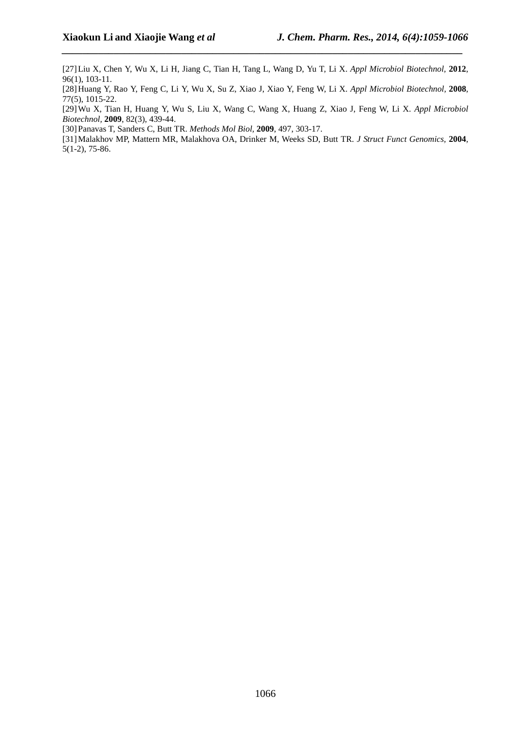[27] Liu X, Chen Y, Wu X, Li H, Jiang C, Tian H, Tang L, Wang D, Yu T, Li X. *Appl Microbiol Biotechnol*, **2012**, 96(1), 103-11.

[28] Huang Y, Rao Y, Feng C, Li Y, Wu X, Su Z, Xiao J, Xiao Y, Feng W, Li X. *Appl Microbiol Biotechnol*, **2008**, 77(5), 1015-22.

[29] Wu X, Tian H, Huang Y, Wu S, Liu X, Wang C, Wang X, Huang Z, Xiao J, Feng W, Li X. *Appl Microbiol Biotechnol*, **2009**, 82(3), 439-44.

[30] Panavas T, Sanders C, Butt TR. *Methods Mol Biol*, **2009**, 497, 303-17.

[31] Malakhov MP, Mattern MR, Malakhova OA, Drinker M, Weeks SD, Butt TR. *J Struct Funct Genomics*, **2004**, 5(1-2), 75-86.